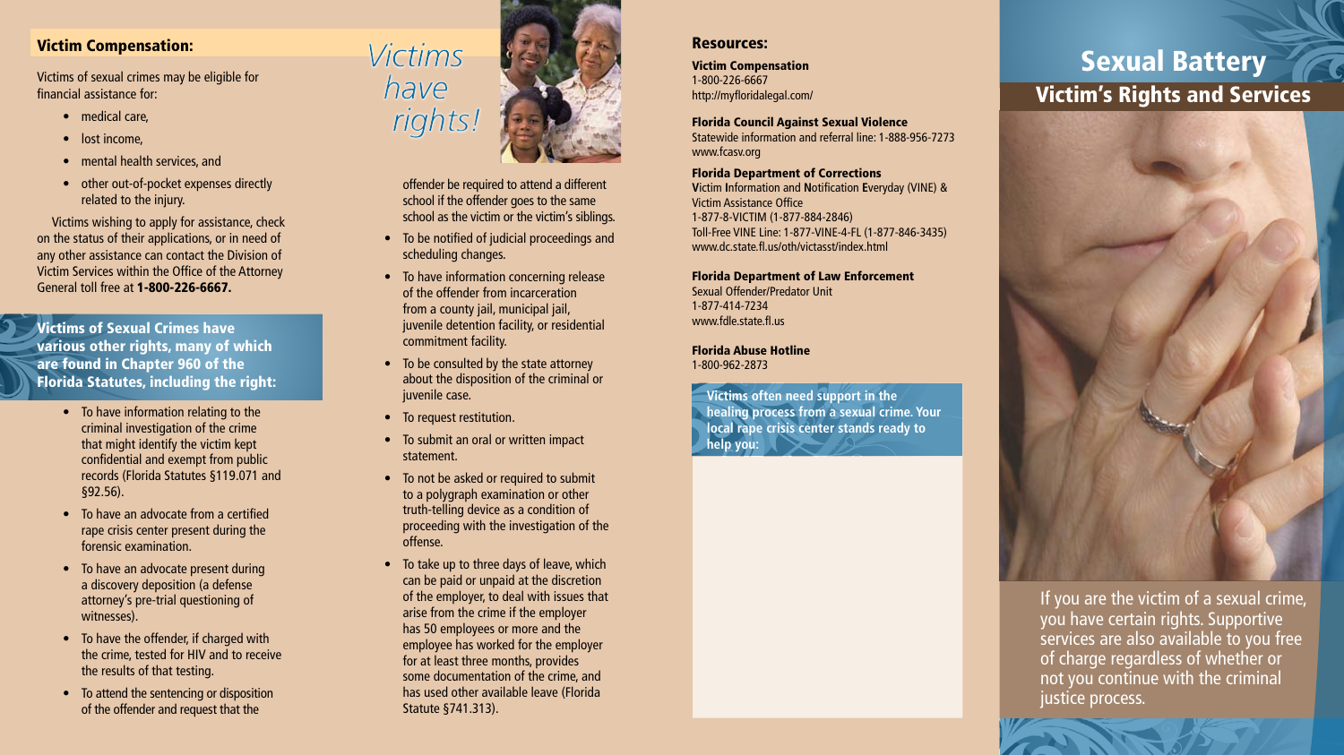## Victim Compensation:

Victims of sexual crimes may be eligible for financial assistance for:

- medical care,
- lost income,
- mental health services, and
- other out-of-pocket expenses directly related to the injury.

Victims wishing to apply for assistance, check on the status of their applications, or in need of any other assistance can contact the Division of Victim Services within the Office of the Attorney General toll free at **1-800-226-6667.**

### Victims of Sexual Crimes have various other rights, many of which are found in Chapter 960 of the Florida Statutes, including the right:

- To have information relating to the criminal investigation of the crime that might identify the victim kept confidential and exempt from public records (Florida Statutes §119.071 and §92.56).
- To have an advocate from a certified rape crisis center present during the forensic examination.
- To have an advocate present during a discovery deposition (a defense attorney's pre-trial questioning of witnesses).
- To have the offender, if charged with the crime, tested for HIV and to receive the results of that testing.
- To attend the sentencing or disposition of the offender and request that the offender be required to attend a different school if the offender goes to the same school as the victim or the victim's siblings.
- To be notified of judicial proceedings and scheduling changes.
- To have information concerning release of the offender from incarceration from a county jail, municipal jail, juvenile detention facility, or residential commitment facility.
- To be consulted by the state attorney about the disposition of the criminal or juvenile case.
- To request restitution.
- To submit an oral or written impact statement.
- To not be asked or required to submit to a polygraph examination or other truth-telling device as a condition of proceeding with the investigation of the offense.
- To take up to three days of leave, which can be paid or unpaid at the discretion of the employer, to deal with issues that arise from the crime if the employer has 50 employees or more and the employee has worked for the employer for at least three months, provides some documentation of the crime, and has used other available leave (Florida Statute §741.313).

*Victims have rights!*

## Resources:

**Victim Compensation**
1-800-226-6667
http://myfloridalegal.com/

**Florida Council Against Sexual Violence**
Statewide information and referral line: 1-888-956-7273
www.fcasv.org

**Florida Department of Corrections**
**V**ictim **I**nformation and **N**otification **E**veryday (VINE) & Victim Assistance Office
1-877-8-VICTIM (1-877-884-2846)
Toll-Free VINE Line: 1-877-VINE-4-FL (1-877-846-3435)
www.dc.state.fl.us/oth/victasst/index.html

**Florida Department of Law Enforcement**
Sexual Offender/Predator Unit
1-877-414-7234
www.fdle.state.fl.us

**Florida Abuse Hotline**
1-800-962-2873

**Victims often need support in the healing process from a sexual crime. Your local rape crisis center stands ready to help you:**

# Sexual Battery

## Victim's Rights and Services

If you are the victim of a sexual crime, you have certain rights. Supportive services are also available to you free of charge regardless of whether or not you continue with the criminal justice process.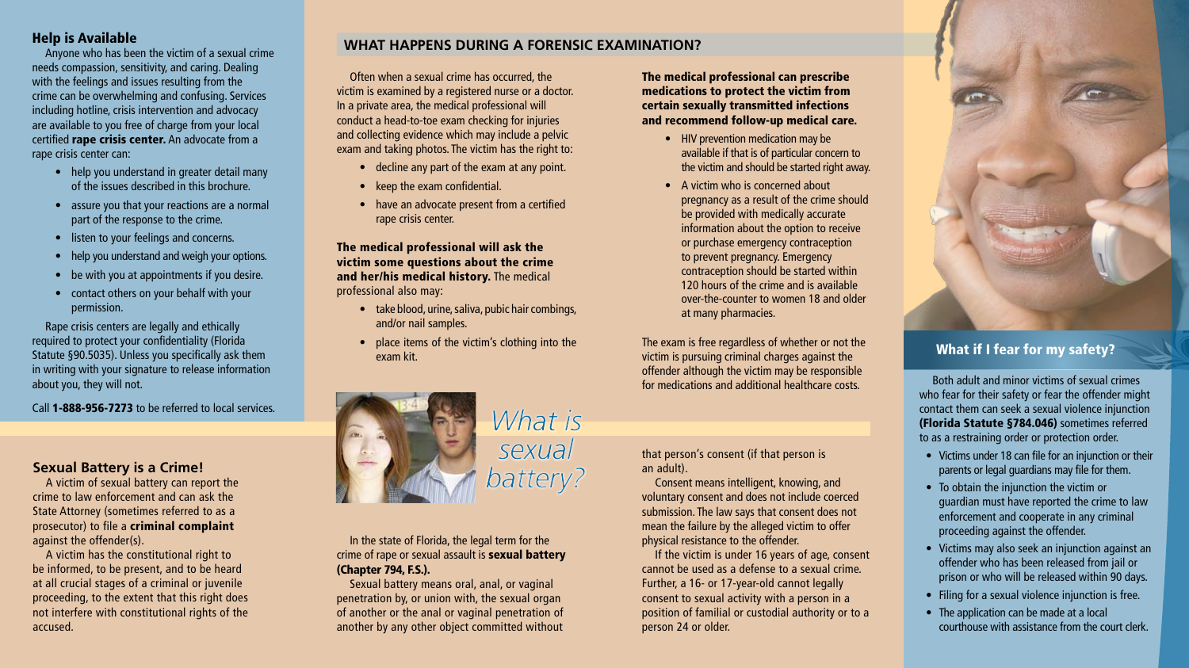## Help is Available

Anyone who has been the victim of a sexual crime needs compassion, sensitivity, and caring. Dealing with the feelings and issues resulting from the crime can be overwhelming and confusing. Services including hotline, crisis intervention and advocacy are available to you free of charge from your local certified **rape crisis center.** An advocate from a rape crisis center can:

- help you understand in greater detail many of the issues described in this brochure.
- assure you that your reactions are a normal part of the response to the crime.
- listen to your feelings and concerns.
- help you understand and weigh your options.
- be with you at appointments if you desire.
- contact others on your behalf with your permission.

Rape crisis centers are legally and ethically required to protect your confidentiality (Florida Statute §90.5035). Unless you specifically ask them in writing with your signature to release information about you, they will not.

Call **1-888-956-7273** to be referred to local services.

## Sexual Battery is a Crime!

A victim of sexual battery can report the crime to law enforcement and can ask the State Attorney (sometimes referred to as a prosecutor) to file a **criminal complaint** against the offender(s).

A victim has the constitutional right to be informed, to be present, and to be heard at all crucial stages of a criminal or juvenile proceeding, to the extent that this right does not interfere with constitutional rights of the accused.

## WHAT HAPPENS DURING A FORENSIC EXAMINATION?

Often when a sexual crime has occurred, the victim is examined by a registered nurse or a doctor. In a private area, the medical professional will conduct a head-to-toe exam checking for injuries and collecting evidence which may include a pelvic exam and taking photos. The victim has the right to:

- decline any part of the exam at any point.
- keep the exam confidential.
- have an advocate present from a certified rape crisis center.

**The medical professional will ask the victim some questions about the crime and her/his medical history.** The medical professional also may:

- take blood, urine, saliva, pubic hair combings, and/or nail samples.
- place items of the victim's clothing into the exam kit.

**The medical professional can prescribe medications to protect the victim from certain sexually transmitted infections and recommend follow-up medical care.**

- HIV prevention medication may be available if that is of particular concern to the victim and should be started right away.
- A victim who is concerned about pregnancy as a result of the crime should be provided with medically accurate information about the option to receive or purchase emergency contraception to prevent pregnancy. Emergency contraception should be started within 120 hours of the crime and is available over-the-counter to women 18 and older at many pharmacies.

The exam is free regardless of whether or not the victim is pursuing criminal charges against the offender although the victim may be responsible for medications and additional healthcare costs.

## *What is sexual battery?*

In the state of Florida, the legal term for the crime of rape or sexual assault is **sexual battery (Chapter 794, F.S.).**

Sexual battery means oral, anal, or vaginal penetration by, or union with, the sexual organ of another or the anal or vaginal penetration of another by any other object committed without that person's consent (if that person is an adult).

Consent means intelligent, knowing, and voluntary consent and does not include coerced submission. The law says that consent does not mean the failure by the alleged victim to offer physical resistance to the offender.

If the victim is under 16 years of age, consent cannot be used as a defense to a sexual crime. Further, a 16- or 17-year-old cannot legally consent to sexual activity with a person in a position of familial or custodial authority or to a person 24 or older.

## What if I fear for my safety?

Both adult and minor victims of sexual crimes who fear for their safety or fear the offender might contact them can seek a sexual violence injunction **(Florida Statute §784.046)** sometimes referred to as a restraining order or protection order.

- Victims under 18 can file for an injunction or their parents or legal guardians may file for them.
- To obtain the injunction the victim or guardian must have reported the crime to law enforcement and cooperate in any criminal proceeding against the offender.
- Victims may also seek an injunction against an offender who has been released from jail or prison or who will be released within 90 days.
- Filing for a sexual violence injunction is free.
- The application can be made at a local courthouse with assistance from the court clerk.